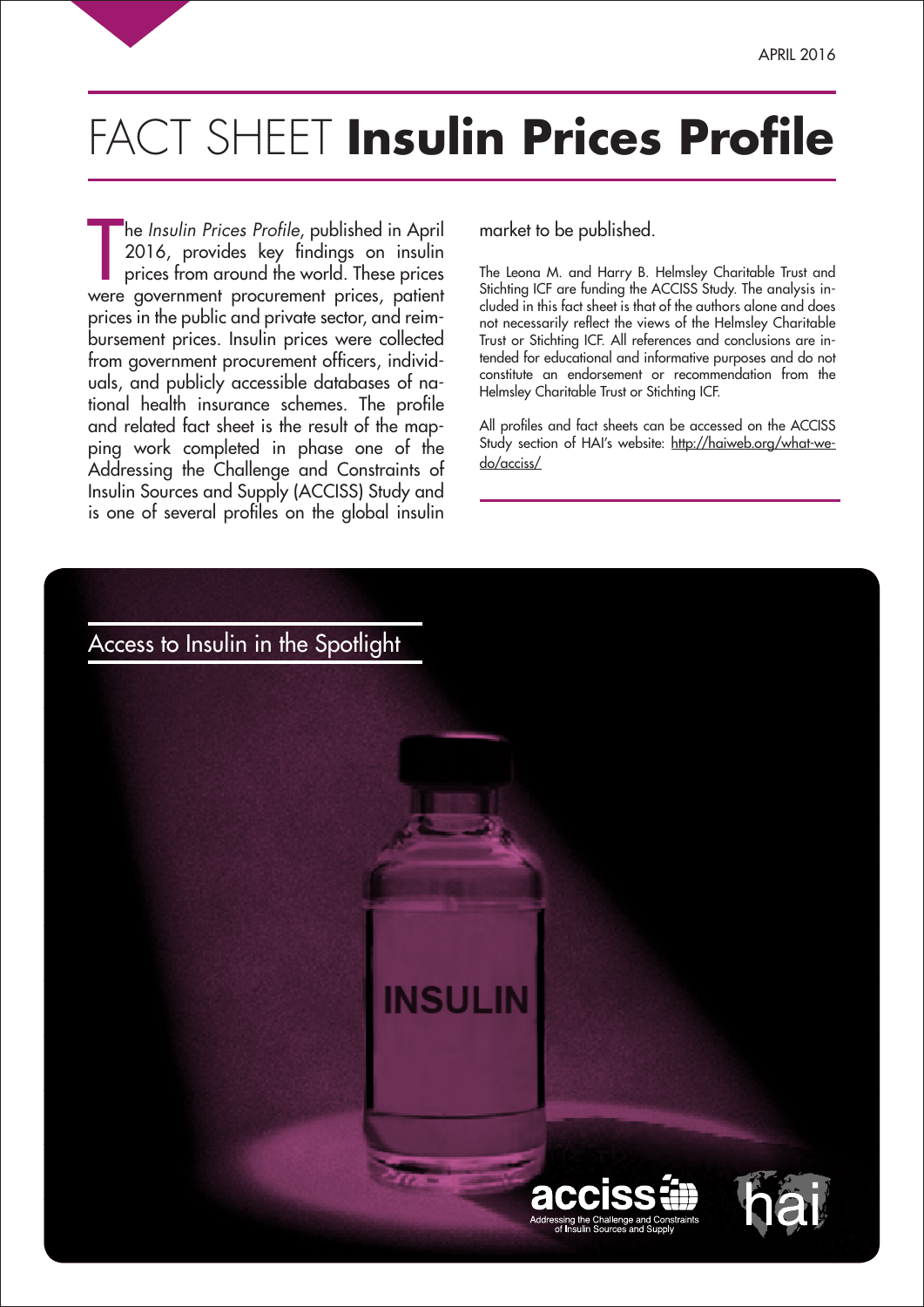APRIL 2016

# FACT SHEET **Insulin Prices Profile**

The *Insulin Prices Profile*, published in April 2016, provides key findings on insulin prices from around the world. These prices were government procurement prices, patient prices in the public and private sector, and reimbursement prices. Insulin prices were collected from government procurement officers, individuals, and publicly accessible databases of national health insurance schemes. The profile and related fact sheet is the result of the mapping work completed in phase one of the Addressing the Challenge and Constraints of Insulin Sources and Supply (ACCISS) Study and is one of several profiles on the global insulin market to be published.

The Leona M. and Harry B. Helmsley Charitable Trust and Stichting ICF are funding the ACCISS Study. The analysis included in this fact sheet is that of the authors alone and does not necessarily reflect the views of the Helmsley Charitable Trust or Stichting ICF. All references and conclusions are intended for educational and informative purposes and do not constitute an endorsement or recommendation from the Helmsley Charitable Trust or Stichting ICF.

All profiles and fact sheets can be accessed on the ACCISS Study section of HAI's website: http://haiweb.org/what-we-do/acciss/

## Access to Insulin in the Spotlight

INSULIN

acciss — Addressing the Challenge and Constraints of Insulin Sources and Supply

hai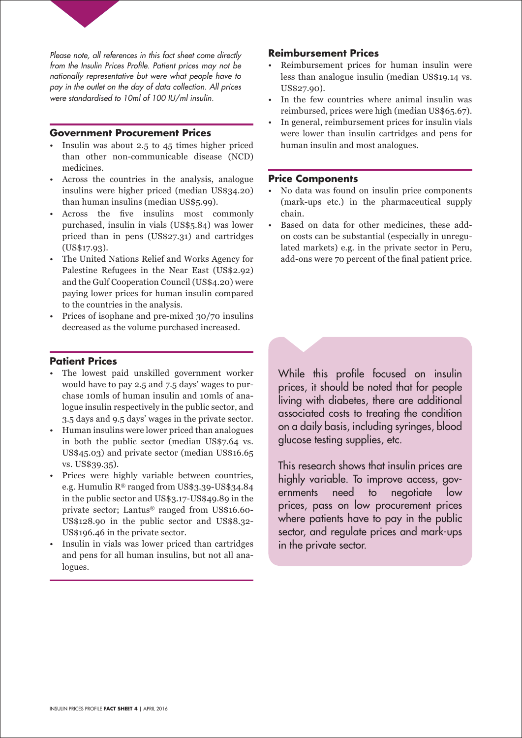*Please note, all references in this fact sheet come directly from the Insulin Prices Profile. Patient prices may not be nationally representative but were what people have to pay in the outlet on the day of data collection. All prices were standardised to 10ml of 100 IU/ml insulin.*

## Government Procurement Prices

- Insulin was about 2.5 to 45 times higher priced than other non-communicable disease (NCD) medicines.
- Across the countries in the analysis, analogue insulins were higher priced (median US$34.20) than human insulins (median US$5.99).
- Across the five insulins most commonly purchased, insulin in vials (US$5.84) was lower priced than in pens (US$27.31) and cartridges (US$17.93).
- The United Nations Relief and Works Agency for Palestine Refugees in the Near East (US$2.92) and the Gulf Cooperation Council (US$4.20) were paying lower prices for human insulin compared to the countries in the analysis.
- Prices of isophane and pre-mixed 30/70 insulins decreased as the volume purchased increased.

## Patient Prices

- The lowest paid unskilled government worker would have to pay 2.5 and 7.5 days' wages to purchase 10mls of human insulin and 10mls of analogue insulin respectively in the public sector, and 3.5 days and 9.5 days' wages in the private sector.
- Human insulins were lower priced than analogues in both the public sector (median US$7.64 vs. US$45.03) and private sector (median US$16.65 vs. US$39.35).
- Prices were highly variable between countries, e.g. Humulin R® ranged from US$3.39-US$34.84 in the public sector and US$3.17-US$49.89 in the private sector; Lantus® ranged from US$16.60-US$128.90 in the public sector and US$8.32-US$196.46 in the private sector.
- Insulin in vials was lower priced than cartridges and pens for all human insulins, but not all analogues.

## Reimbursement Prices

- Reimbursement prices for human insulin were less than analogue insulin (median US$19.14 vs. US$27.90).
- In the few countries where animal insulin was reimbursed, prices were high (median US$65.67).
- In general, reimbursement prices for insulin vials were lower than insulin cartridges and pens for human insulin and most analogues.

## Price Components

- No data was found on insulin price components (mark-ups etc.) in the pharmaceutical supply chain.
- Based on data for other medicines, these add-on costs can be substantial (especially in unregulated markets) e.g. in the private sector in Peru, add-ons were 70 percent of the final patient price.

While this profile focused on insulin prices, it should be noted that for people living with diabetes, there are additional associated costs to treating the condition on a daily basis, including syringes, blood glucose testing supplies, etc.

This research shows that insulin prices are highly variable. To improve access, governments need to negotiate low prices, pass on low procurement prices where patients have to pay in the public sector, and regulate prices and mark-ups in the private sector.